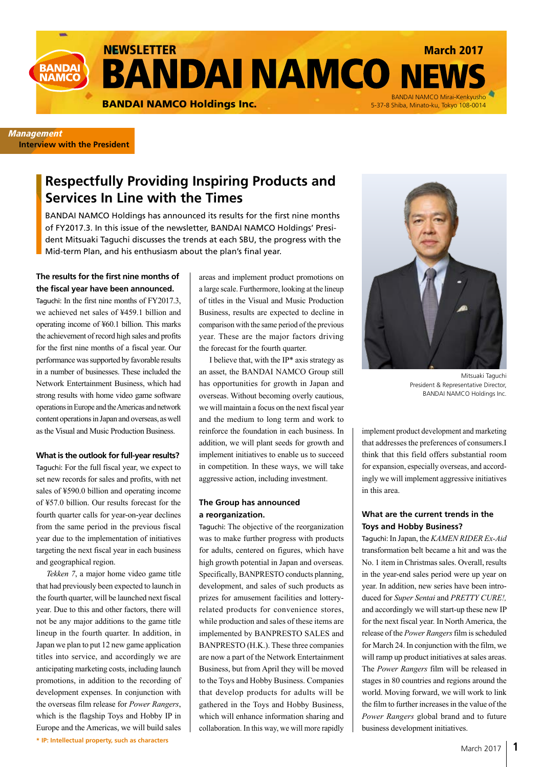NEWSLETTER

# BANDAI NAMCO NEWS

March 2017

**BANDAI NAMCO Holdings Inc.**

BANDAI NAMCO Mirai-Kenkyusho
5-37-8 Shiba, Minato-ku, Tokyo 108-0014

***Management***
**Interview with the President**

## Respectfully Providing Inspiring Products and Services In Line with the Times

BANDAI NAMCO Holdings has announced its results for the first nine months of FY2017.3. In this issue of the newsletter, BANDAI NAMCO Holdings' President Mitsuaki Taguchi discusses the trends at each SBU, the progress with the Mid-term Plan, and his enthusiasm about the plan's final year.

Mitsuaki Taguchi
President & Representative Director,
BANDAI NAMCO Holdings Inc.

### The results for the first nine months of the fiscal year have been announced.

Taguchi: In the first nine months of FY2017.3, we achieved net sales of ¥459.1 billion and operating income of ¥60.1 billion. This marks the achievement of record high sales and profits for the first nine months of a fiscal year. Our performance was supported by favorable results in a number of businesses. These included the Network Entertainment Business, which had strong results with home video game software operations in Europe and the Americas and network content operations in Japan and overseas, as well as the Visual and Music Production Business.

### What is the outlook for full-year results?

Taguchi: For the full fiscal year, we expect to set new records for sales and profits, with net sales of ¥590.0 billion and operating income of ¥57.0 billion. Our results forecast for the fourth quarter calls for year-on-year declines from the same period in the previous fiscal year due to the implementation of initiatives targeting the next fiscal year in each business and geographical region.

*Tekken 7*, a major home video game title that had previously been expected to launch in the fourth quarter, will be launched next fiscal year. Due to this and other factors, there will not be any major additions to the game title lineup in the fourth quarter. In addition, in Japan we plan to put 12 new game application titles into service, and accordingly we are anticipating marketing costs, including launch promotions, in addition to the recording of development expenses. In conjunction with the overseas film release for *Power Rangers*, which is the flagship Toys and Hobby IP in Europe and the Americas, we will build sales areas and implement product promotions on a large scale. Furthermore, looking at the lineup of titles in the Visual and Music Production Business, results are expected to decline in comparison with the same period of the previous year. These are the major factors driving the forecast for the fourth quarter.

I believe that, with the IP* axis strategy as an asset, the BANDAI NAMCO Group still has opportunities for growth in Japan and overseas. Without becoming overly cautious, we will maintain a focus on the next fiscal year and the medium to long term and work to reinforce the foundation in each business. In addition, we will plant seeds for growth and implement initiatives to enable us to succeed in competition. In these ways, we will take aggressive action, including investment.

### The Group has announced a reorganization.

Taguchi: The objective of the reorganization was to make further progress with products for adults, centered on figures, which have high growth potential in Japan and overseas. Specifically, BANPRESTO conducts planning, development, and sales of such products as prizes for amusement facilities and lottery-related products for convenience stores, while production and sales of these items are implemented by BANPRESTO SALES and BANPRESTO (H.K.). These three companies are now a part of the Network Entertainment Business, but from April they will be moved to the Toys and Hobby Business. Companies that develop products for adults will be gathered in the Toys and Hobby Business, which will enhance information sharing and collaboration. In this way, we will more rapidly implement product development and marketing that addresses the preferences of consumers.I think that this field offers substantial room for expansion, especially overseas, and accordingly we will implement aggressive initiatives in this area.

### What are the current trends in the Toys and Hobby Business?

Taguchi: In Japan, the *KAMEN RIDER Ex-Aid* transformation belt became a hit and was the No. 1 item in Christmas sales. Overall, results in the year-end sales period were up year on year. In addition, new series have been introduced for *Super Sentai* and *PRETTY CURE!*, and accordingly we will start-up these new IP for the next fiscal year. In North America, the release of the *Power Rangers* film is scheduled for March 24. In conjunction with the film, we will ramp up product initiatives at sales areas. The *Power Rangers* film will be released in stages in 80 countries and regions around the world. Moving forward, we will work to link the film to further increases in the value of the *Power Rangers* global brand and to future business development initiatives.

\* IP: Intellectual property, such as characters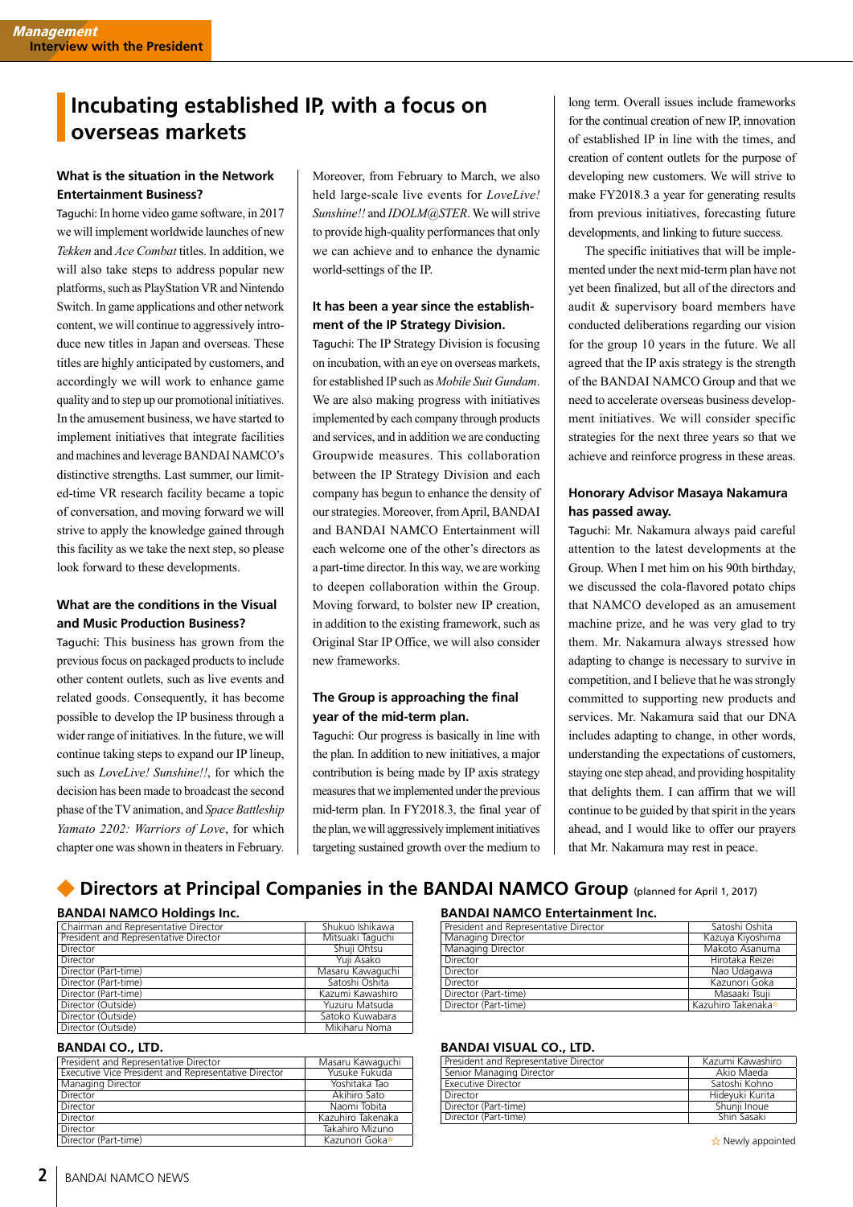## Incubating established IP, with a focus on overseas markets

**What is the situation in the Network Entertainment Business?**

Taguchi: In home video game software, in 2017 we will implement worldwide launches of new *Tekken* and *Ace Combat* titles. In addition, we will also take steps to address popular new platforms, such as PlayStation VR and Nintendo Switch. In game applications and other network content, we will continue to aggressively introduce new titles in Japan and overseas. These titles are highly anticipated by customers, and accordingly we will work to enhance game quality and to step up our promotional initiatives. In the amusement business, we have started to implement initiatives that integrate facilities and machines and leverage BANDAI NAMCO's distinctive strengths. Last summer, our limited-time VR research facility became a topic of conversation, and moving forward we will strive to apply the knowledge gained through this facility as we take the next step, so please look forward to these developments.

**What are the conditions in the Visual and Music Production Business?**

Taguchi: This business has grown from the previous focus on packaged products to include other content outlets, such as live events and related goods. Consequently, it has become possible to develop the IP business through a wider range of initiatives. In the future, we will continue taking steps to expand our IP lineup, such as *LoveLive! Sunshine!!*, for which the decision has been made to broadcast the second phase of the TV animation, and *Space Battleship Yamato 2202: Warriors of Love*, for which chapter one was shown in theaters in February. Moreover, from February to March, we also held large-scale live events for *LoveLive! Sunshine!!* and *IDOLM@STER*. We will strive to provide high-quality performances that only we can achieve and to enhance the dynamic world-settings of the IP.

**It has been a year since the establishment of the IP Strategy Division.**

Taguchi: The IP Strategy Division is focusing on incubation, with an eye on overseas markets, for established IP such as *Mobile Suit Gundam*. We are also making progress with initiatives implemented by each company through products and services, and in addition we are conducting Groupwide measures. This collaboration between the IP Strategy Division and each company has begun to enhance the density of our strategies. Moreover, from April, BANDAI and BANDAI NAMCO Entertainment will each welcome one of the other's directors as a part-time director. In this way, we are working to deepen collaboration within the Group. Moving forward, to bolster new IP creation, in addition to the existing framework, such as Original Star IP Office, we will also consider new frameworks.

**The Group is approaching the final year of the mid-term plan.**

Taguchi: Our progress is basically in line with the plan. In addition to new initiatives, a major contribution is being made by IP axis strategy measures that we implemented under the previous mid-term plan. In FY2018.3, the final year of the plan, we will aggressively implement initiatives targeting sustained growth over the medium to long term. Overall issues include frameworks for the continual creation of new IP, innovation of established IP in line with the times, and creation of content outlets for the purpose of developing new customers. We will strive to make FY2018.3 a year for generating results from previous initiatives, forecasting future developments, and linking to future success.

The specific initiatives that will be implemented under the next mid-term plan have not yet been finalized, but all of the directors and audit & supervisory board members have conducted deliberations regarding our vision for the group 10 years in the future. We all agreed that the IP axis strategy is the strength of the BANDAI NAMCO Group and that we need to accelerate overseas business development initiatives. We will consider specific strategies for the next three years so that we achieve and reinforce progress in these areas.

**Honorary Advisor Masaya Nakamura has passed away.**

Taguchi: Mr. Nakamura always paid careful attention to the latest developments at the Group. When I met him on his 90th birthday, we discussed the cola-flavored potato chips that NAMCO developed as an amusement machine prize, and he was very glad to try them. Mr. Nakamura always stressed how adapting to change is necessary to survive in competition, and I believe that he was strongly committed to supporting new products and services. Mr. Nakamura said that our DNA includes adapting to change, in other words, understanding the expectations of customers, staying one step ahead, and providing hospitality that delights them. I can affirm that we will continue to be guided by that spirit in the years ahead, and I would like to offer our prayers that Mr. Nakamura may rest in peace.

## Directors at Principal Companies in the BANDAI NAMCO Group (planned for April 1, 2017)

**BANDAI NAMCO Holdings Inc.**

| Position | Name |
|---|---|
| Chairman and Representative Director | Shukuo Ishikawa |
| President and Representative Director | Mitsuaki Taguchi |
| Director | Shuji Ohtsu |
| Director | Yuji Asako |
| Director (Part-time) | Masaru Kawaguchi |
| Director (Part-time) | Satoshi Oshita |
| Director (Part-time) | Kazumi Kawashiro |
| Director (Outside) | Yuzuru Matsuda |
| Director (Outside) | Satoko Kuwabara |
| Director (Outside) | Mikiharu Noma |

**BANDAI NAMCO Entertainment Inc.**

| Position | Name |
|---|---|
| President and Representative Director | Satoshi Oshita |
| Managing Director | Kazuya Kiyoshima |
| Managing Director | Makoto Asanuma |
| Director | Hirotaka Reizei |
| Director | Nao Udagawa |
| Director | Kazunori Goka |
| Director (Part-time) | Masaaki Tsuji |
| Director (Part-time) | Kazuhiro Takenaka☆ |

**BANDAI CO., LTD.**

| Position | Name |
|---|---|
| President and Representative Director | Masaru Kawaguchi |
| Executive Vice President and Representative Director | Yusuke Fukuda |
| Managing Director | Yoshitaka Tao |
| Director | Akihiro Sato |
| Director | Naomi Tobita |
| Director | Kazuhiro Takenaka |
| Director | Takahiro Mizuno |
| Director (Part-time) | Kazunori Goka☆ |

**BANDAI VISUAL CO., LTD.**

| Position | Name |
|---|---|
| President and Representative Director | Kazumi Kawashiro |
| Senior Managing Director | Akio Maeda |
| Executive Director | Satoshi Kohno |
| Director | Hideyuki Kurita |
| Director (Part-time) | Shunji Inoue |
| Director (Part-time) | Shin Sasaki |

☆ Newly appointed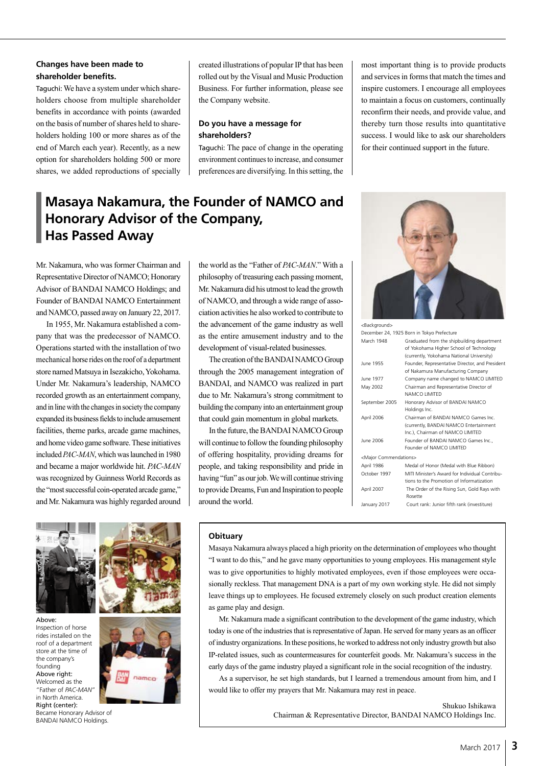**Changes have been made to shareholder benefits.**

Taguchi: We have a system under which shareholders choose from multiple shareholder benefits in accordance with points (awarded on the basis of number of shares held to shareholders holding 100 or more shares as of the end of March each year). Recently, as a new option for shareholders holding 500 or more shares, we added reproductions of specially created illustrations of popular IP that has been rolled out by the Visual and Music Production Business. For further information, please see the Company website.

**Do you have a message for shareholders?**

Taguchi: The pace of change in the operating environment continues to increase, and consumer preferences are diversifying. In this setting, the most important thing is to provide products and services in forms that match the times and inspire customers. I encourage all employees to maintain a focus on customers, continually reconfirm their needs, and provide value, and thereby turn those results into quantitative success. I would like to ask our shareholders for their continued support in the future.

## Masaya Nakamura, the Founder of NAMCO and Honorary Advisor of the Company, Has Passed Away

Mr. Nakamura, who was former Chairman and Representative Director of NAMCO; Honorary Advisor of BANDAI NAMCO Holdings; and Founder of BANDAI NAMCO Entertainment and NAMCO, passed away on January 22, 2017.

In 1955, Mr. Nakamura established a company that was the predecessor of NAMCO. Operations started with the installation of two mechanical horse rides on the roof of a department store named Matsuya in Isezakicho, Yokohama. Under Mr. Nakamura's leadership, NAMCO recorded growth as an entertainment company, and in line with the changes in society the company expanded its business fields to include amusement facilities, theme parks, arcade game machines, and home video game software. These initiatives included *PAC-MAN*, which was launched in 1980 and became a major worldwide hit. *PAC-MAN* was recognized by Guinness World Records as the "most successful coin-operated arcade game," and Mr. Nakamura was highly regarded around the world as the "Father of *PAC-MAN*." With a philosophy of treasuring each passing moment, Mr. Nakamura did his utmost to lead the growth of NAMCO, and through a wide range of association activities he also worked to contribute to the advancement of the game industry as well as the entire amusement industry and to the development of visual-related businesses.

The creation of the BANDAI NAMCO Group through the 2005 management integration of BANDAI, and NAMCO was realized in part due to Mr. Nakamura's strong commitment to building the company into an entertainment group that could gain momentum in global markets.

In the future, the BANDAI NAMCO Group will continue to follow the founding philosophy of offering hospitality, providing dreams for people, and taking responsibility and pride in having "fun" as our job. We will continue striving to provide Dreams, Fun and Inspiration to people around the world.

<Background>

December 24, 1925 Born in Tokyo Prefecture

| | |
|---|---|
| March 1948 | Graduated from the shipbuilding department of Yokohama Higher School of Technology (currently, Yokohama National University) |
| June 1955 | Founder, Representative Director, and President of Nakamura Manufacturing Company |
| June 1977 | Company name changed to NAMCO LIMITED |
| May 2002 | Chairman and Representative Director of NAMCO LIMITED |
| September 2005 | Honorary Advisor of BANDAI NAMCO Holdings Inc. |
| April 2006 | Chairman of BANDAI NAMCO Games Inc. (currently, BANDAI NAMCO Entertainment Inc.), Chairman of NAMCO LIMITED |
| June 2006 | Founder of BANDAI NAMCO Games Inc., Founder of NAMCO LIMITED |

<Major Commendations>

| | |
|---|---|
| April 1986 | Medal of Honor (Medal with Blue Ribbon) |
| October 1997 | MITI Minister's Award for Individual Contributions to the Promotion of Informatization |
| April 2007 | The Order of the Rising Sun, Gold Rays with Rosette |
| January 2017 | Court rank: Junior fifth rank (investiture) |

Above: Inspection of horse rides installed on the roof of a department store at the time of the company's founding
Above right: Welcomed as the "Father of *PAC-MAN*" in North America.
Right (center): Became Honorary Advisor of BANDAI NAMCO Holdings.

**Obituary**

Masaya Nakamura always placed a high priority on the determination of employees who thought "I want to do this," and he gave many opportunities to young employees. His management style was to give opportunities to highly motivated employees, even if those employees were occasionally reckless. That management DNA is a part of my own working style. He did not simply leave things up to employees. He focused extremely closely on such product creation elements as game play and design.

Mr. Nakamura made a significant contribution to the development of the game industry, which today is one of the industries that is representative of Japan. He served for many years as an officer of industry organizations. In these positions, he worked to address not only industry growth but also IP-related issues, such as countermeasures for counterfeit goods. Mr. Nakamura's success in the early days of the game industry played a significant role in the social recognition of the industry.

As a supervisor, he set high standards, but I learned a tremendous amount from him, and I would like to offer my prayers that Mr. Nakamura may rest in peace.

Shukuo Ishikawa
Chairman & Representative Director, BANDAI NAMCO Holdings Inc.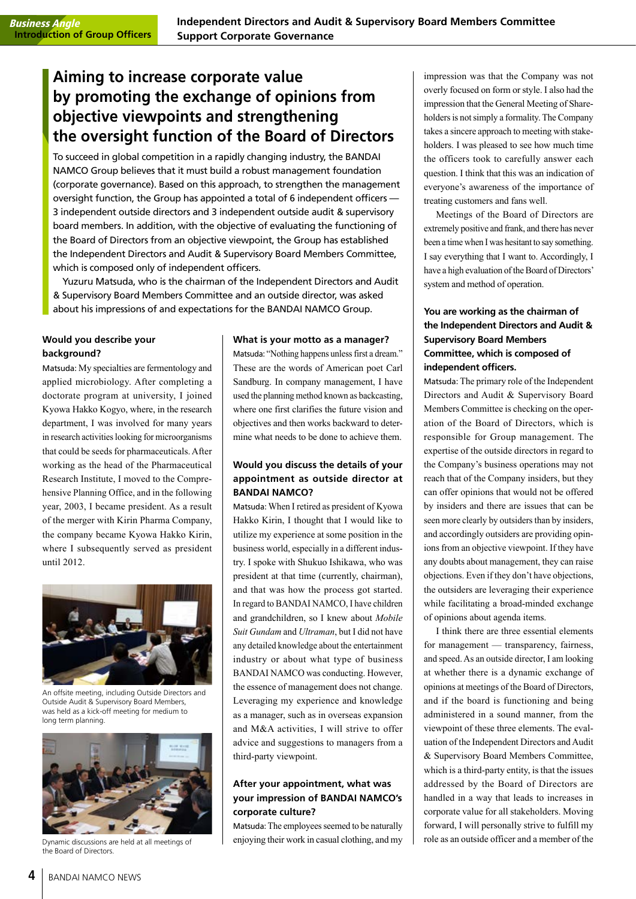# Aiming to increase corporate value by promoting the exchange of opinions from objective viewpoints and strengthening the oversight function of the Board of Directors

To succeed in global competition in a rapidly changing industry, the BANDAI NAMCO Group believes that it must build a robust management foundation (corporate governance). Based on this approach, to strengthen the management oversight function, the Group has appointed a total of 6 independent officers — 3 independent outside directors and 3 independent outside audit & supervisory board members. In addition, with the objective of evaluating the functioning of the Board of Directors from an objective viewpoint, the Group has established the Independent Directors and Audit & Supervisory Board Members Committee, which is composed only of independent officers.

Yuzuru Matsuda, who is the chairman of the Independent Directors and Audit & Supervisory Board Members Committee and an outside director, was asked about his impressions of and expectations for the BANDAI NAMCO Group.

### Would you describe your background?

Matsuda: My specialties are fermentology and applied microbiology. After completing a doctorate program at university, I joined Kyowa Hakko Kogyo, where, in the research department, I was involved for many years in research activities looking for microorganisms that could be seeds for pharmaceuticals. After working as the head of the Pharmaceutical Research Institute, I moved to the Comprehensive Planning Office, and in the following year, 2003, I became president. As a result of the merger with Kirin Pharma Company, the company became Kyowa Hakko Kirin, where I subsequently served as president until 2012.

An offsite meeting, including Outside Directors and Outside Audit & Supervisory Board Members, was held as a kick-off meeting for medium to long term planning.

Dynamic discussions are held at all meetings of the Board of Directors.

### What is your motto as a manager?

Matsuda: "Nothing happens unless first a dream." These are the words of American poet Carl Sandburg. In company management, I have used the planning method known as backcasting, where one first clarifies the future vision and objectives and then works backward to determine what needs to be done to achieve them.

### Would you discuss the details of your appointment as outside director at BANDAI NAMCO?

Matsuda: When I retired as president of Kyowa Hakko Kirin, I thought that I would like to utilize my experience at some position in the business world, especially in a different industry. I spoke with Shukuo Ishikawa, who was president at that time (currently, chairman), and that was how the process got started. In regard to BANDAI NAMCO, I have children and grandchildren, so I knew about *Mobile Suit Gundam* and *Ultraman*, but I did not have any detailed knowledge about the entertainment industry or about what type of business BANDAI NAMCO was conducting. However, the essence of management does not change. Leveraging my experience and knowledge as a manager, such as in overseas expansion and M&A activities, I will strive to offer advice and suggestions to managers from a third-party viewpoint.

### After your appointment, what was your impression of BANDAI NAMCO's corporate culture?

Matsuda: The employees seemed to be naturally enjoying their work in casual clothing, and my impression was that the Company was not overly focused on form or style. I also had the impression that the General Meeting of Shareholders is not simply a formality. The Company takes a sincere approach to meeting with stakeholders. I was pleased to see how much time the officers took to carefully answer each question. I think that this was an indication of everyone's awareness of the importance of treating customers and fans well.

Meetings of the Board of Directors are extremely positive and frank, and there has never been a time when I was hesitant to say something. I say everything that I want to. Accordingly, I have a high evaluation of the Board of Directors' system and method of operation.

### You are working as the chairman of the Independent Directors and Audit & Supervisory Board Members Committee, which is composed of independent officers.

Matsuda: The primary role of the Independent Directors and Audit & Supervisory Board Members Committee is checking on the operation of the Board of Directors, which is responsible for Group management. The expertise of the outside directors in regard to the Company's business operations may not reach that of the Company insiders, but they can offer opinions that would not be offered by insiders and there are issues that can be seen more clearly by outsiders than by insiders, and accordingly outsiders are providing opinions from an objective viewpoint. If they have any doubts about management, they can raise objections. Even if they don't have objections, the outsiders are leveraging their experience while facilitating a broad-minded exchange of opinions about agenda items.

I think there are three essential elements for management — transparency, fairness, and speed. As an outside director, I am looking at whether there is a dynamic exchange of opinions at meetings of the Board of Directors, and if the board is functioning and being administered in a sound manner, from the viewpoint of these three elements. The evaluation of the Independent Directors and Audit & Supervisory Board Members Committee, which is a third-party entity, is that the issues addressed by the Board of Directors are handled in a way that leads to increases in corporate value for all stakeholders. Moving forward, I will personally strive to fulfill my role as an outside officer and a member of the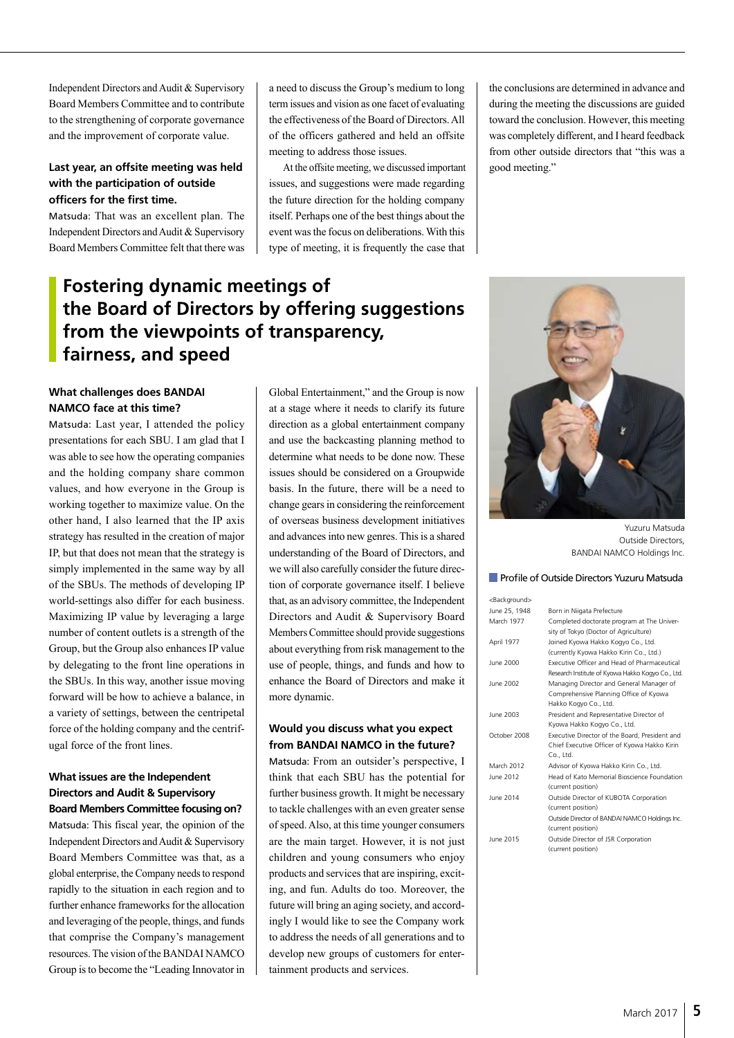Independent Directors and Audit & Supervisory Board Members Committee and to contribute to the strengthening of corporate governance and the improvement of corporate value.

**Last year, an offsite meeting was held with the participation of outside officers for the first time.**

Matsuda: That was an excellent plan. The Independent Directors and Audit & Supervisory Board Members Committee felt that there was a need to discuss the Group's medium to long term issues and vision as one facet of evaluating the effectiveness of the Board of Directors. All of the officers gathered and held an offsite meeting to address those issues.

At the offsite meeting, we discussed important issues, and suggestions were made regarding the future direction for the holding company itself. Perhaps one of the best things about the event was the focus on deliberations. With this type of meeting, it is frequently the case that the conclusions are determined in advance and during the meeting the discussions are guided toward the conclusion. However, this meeting was completely different, and I heard feedback from other outside directors that "this was a good meeting."

# Fostering dynamic meetings of the Board of Directors by offering suggestions from the viewpoints of transparency, fairness, and speed

**What challenges does BANDAI NAMCO face at this time?**

Matsuda: Last year, I attended the policy presentations for each SBU. I am glad that I was able to see how the operating companies and the holding company share common values, and how everyone in the Group is working together to maximize value. On the other hand, I also learned that the IP axis strategy has resulted in the creation of major IP, but that does not mean that the strategy is simply implemented in the same way by all of the SBUs. The methods of developing IP world-settings also differ for each business. Maximizing IP value by leveraging a large number of content outlets is a strength of the Group, but the Group also enhances IP value by delegating to the front line operations in the SBUs. In this way, another issue moving forward will be how to achieve a balance, in a variety of settings, between the centripetal force of the holding company and the centrifugal force of the front lines.

**What issues are the Independent Directors and Audit & Supervisory Board Members Committee focusing on?**

Matsuda: This fiscal year, the opinion of the Independent Directors and Audit & Supervisory Board Members Committee was that, as a global enterprise, the Company needs to respond rapidly to the situation in each region and to further enhance frameworks for the allocation and leveraging of the people, things, and funds that comprise the Company's management resources. The vision of the BANDAI NAMCO Group is to become the "Leading Innovator in Global Entertainment," and the Group is now at a stage where it needs to clarify its future direction as a global entertainment company and use the backcasting planning method to determine what needs to be done now. These issues should be considered on a Groupwide basis. In the future, there will be a need to change gears in considering the reinforcement of overseas business development initiatives and advances into new genres. This is a shared understanding of the Board of Directors, and we will also carefully consider the future direction of corporate governance itself. I believe that, as an advisory committee, the Independent Directors and Audit & Supervisory Board Members Committee should provide suggestions about everything from risk management to the use of people, things, and funds and how to enhance the Board of Directors and make it more dynamic.

**Would you discuss what you expect from BANDAI NAMCO in the future?**

Matsuda: From an outsider's perspective, I think that each SBU has the potential for further business growth. It might be necessary to tackle challenges with an even greater sense of speed. Also, at this time younger consumers are the main target. However, it is not just children and young consumers who enjoy products and services that are inspiring, exciting, and fun. Adults do too. Moreover, the future will bring an aging society, and accordingly I would like to see the Company work to address the needs of all generations and to develop new groups of customers for entertainment products and services.

Yuzuru Matsuda
Outside Directors,
BANDAI NAMCO Holdings Inc.

## Profile of Outside Directors Yuzuru Matsuda

<Background>

| | |
|---|---|
| June 25, 1948 | Born in Niigata Prefecture |
| March 1977 | Completed doctorate program at The University of Tokyo (Doctor of Agriculture) |
| April 1977 | Joined Kyowa Hakko Kogyo Co., Ltd. (currently Kyowa Hakko Kirin Co., Ltd.) |
| June 2000 | Executive Officer and Head of Pharmaceutical Research Institute of Kyowa Hakko Kogyo Co., Ltd. |
| June 2002 | Managing Director and General Manager of Comprehensive Planning Office of Kyowa Hakko Kogyo Co., Ltd. |
| June 2003 | President and Representative Director of Kyowa Hakko Kogyo Co., Ltd. |
| October 2008 | Executive Director of the Board, President and Chief Executive Officer of Kyowa Hakko Kirin Co., Ltd. |
| March 2012 | Advisor of Kyowa Hakko Kirin Co., Ltd. |
| June 2012 | Head of Kato Memorial Bioscience Foundation (current position) |
| June 2014 | Outside Director of KUBOTA Corporation (current position) |
| | Outside Director of BANDAI NAMCO Holdings Inc. (current position) |
| June 2015 | Outside Director of JSR Corporation (current position) |